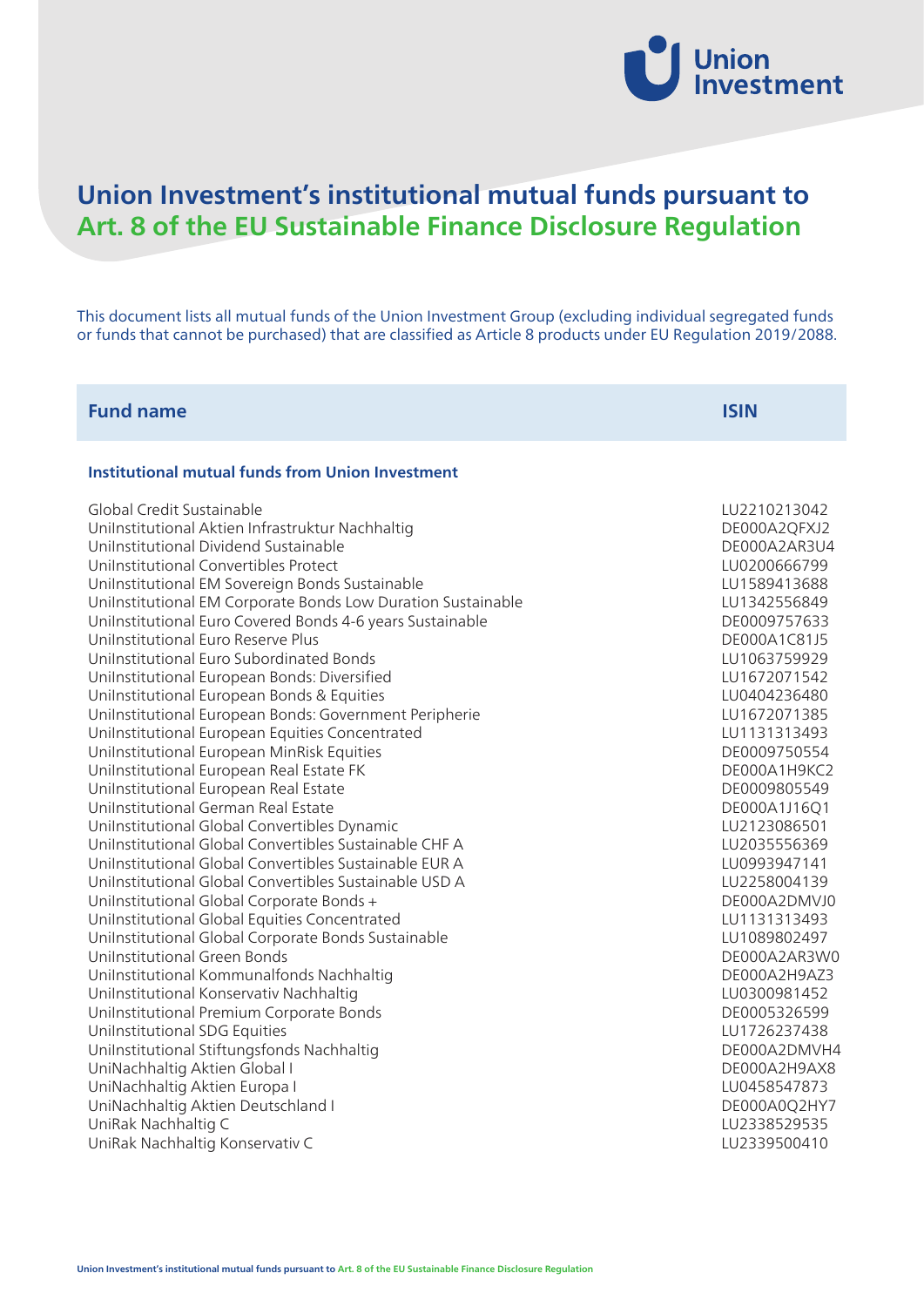# Union Investment's institutional mutual funds pursuant to Art. 8 of the EU Sustainable Finance Disclosure Regulation

This document lists all mutual funds of the Union Investment Group (excluding individual segregated funds or funds that cannot be purchased) that are classified as Article 8 products under EU Regulation 2019/2088.

| Fund name | ISIN |
|---|---|
| **Institutional mutual funds from Union Investment** | |
| Global Credit Sustainable | LU2210213042 |
| UniInstitutional Aktien Infrastruktur Nachhaltig | DE000A2QFXJ2 |
| UniInstitutional Dividend Sustainable | DE000A2AR3U4 |
| UniInstitutional Convertibles Protect | LU0200666799 |
| UniInstitutional EM Sovereign Bonds Sustainable | LU1589413688 |
| UniInstitutional EM Corporate Bonds Low Duration Sustainable | LU1342556849 |
| UniInstitutional Euro Covered Bonds 4-6 years Sustainable | DE0009757633 |
| UniInstitutional Euro Reserve Plus | DE000A1C81J5 |
| UniInstitutional Euro Subordinated Bonds | LU1063759929 |
| UniInstitutional European Bonds: Diversified | LU1672071542 |
| UniInstitutional European Bonds & Equities | LU0404236480 |
| UniInstitutional European Bonds: Government Peripherie | LU1672071385 |
| UniInstitutional European Equities Concentrated | LU1131313493 |
| UniInstitutional European MinRisk Equities | DE0009750554 |
| UniInstitutional European Real Estate FK | DE000A1H9KC2 |
| UniInstitutional European Real Estate | DE0009805549 |
| UniInstitutional German Real Estate | DE000A1J16Q1 |
| UniInstitutional Global Convertibles Dynamic | LU2123086501 |
| UniInstitutional Global Convertibles Sustainable CHF A | LU2035556369 |
| UniInstitutional Global Convertibles Sustainable EUR A | LU0993947141 |
| UniInstitutional Global Convertibles Sustainable USD A | LU2258004139 |
| UniInstitutional Global Corporate Bonds + | DE000A2DMVJ0 |
| UniInstitutional Global Equities Concentrated | LU1131313493 |
| UniInstitutional Global Corporate Bonds Sustainable | LU1089802497 |
| UniInstitutional Green Bonds | DE000A2AR3W0 |
| UniInstitutional Kommunalfonds Nachhaltig | DE000A2H9AZ3 |
| UniInstitutional Konservativ Nachhaltig | LU0300981452 |
| UniInstitutional Premium Corporate Bonds | DE0005326599 |
| UniInstitutional SDG Equities | LU1726237438 |
| UniInstitutional Stiftungsfonds Nachhaltig | DE000A2DMVH4 |
| UniNachhaltig Aktien Global I | DE000A2H9AX8 |
| UniNachhaltig Aktien Europa I | LU0458547873 |
| UniNachhaltig Aktien Deutschland I | DE000A0Q2HY7 |
| UniRak Nachhaltig C | LU2338529535 |
| UniRak Nachhaltig Konservativ C | LU2339500410 |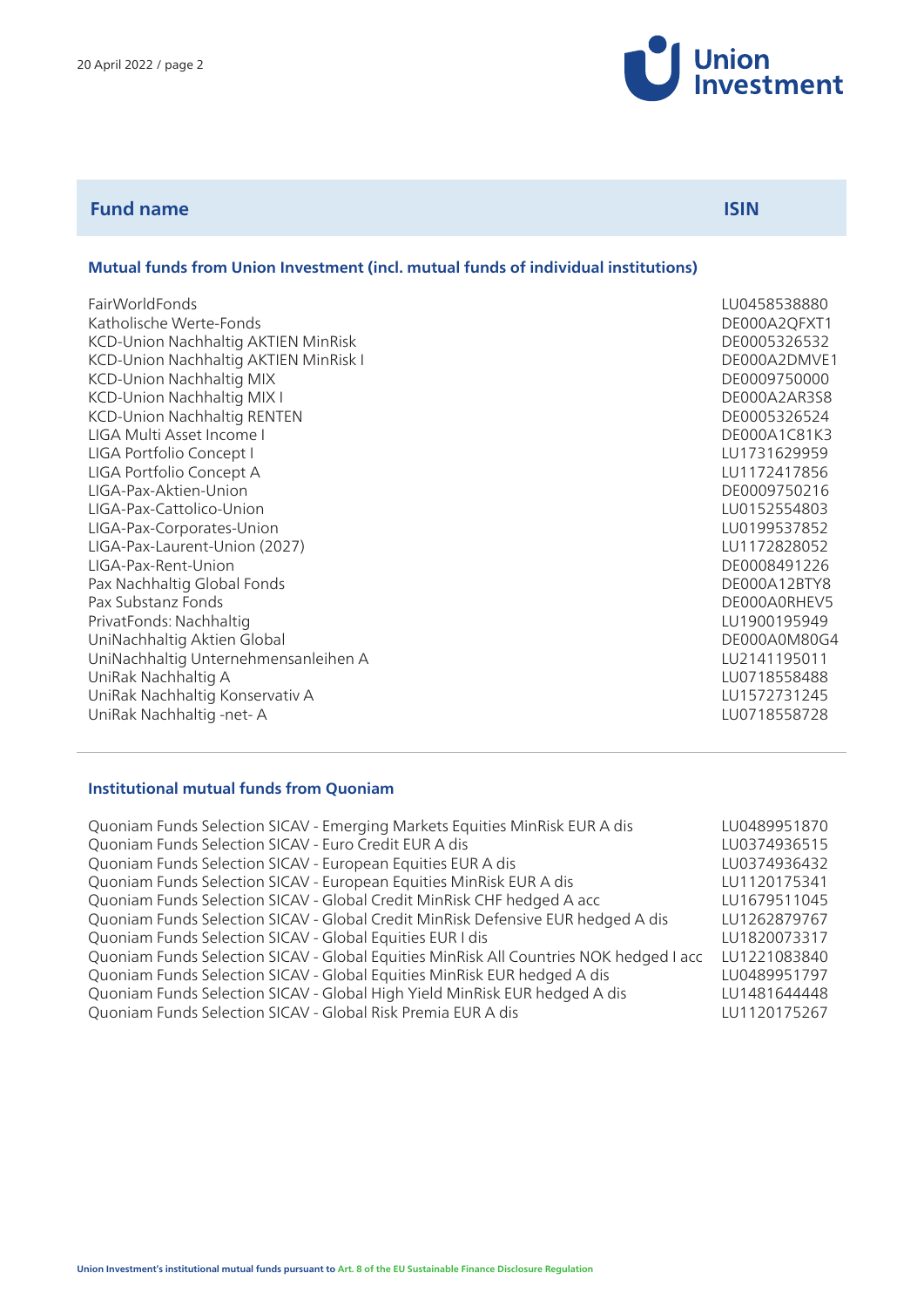| Fund name | ISIN |
| --- | --- |
| **Mutual funds from Union Investment (incl. mutual funds of individual institutions)** | |
| FairWorldFonds | LU0458538880 |
| Katholische Werte-Fonds | DE000A2QFXT1 |
| KCD-Union Nachhaltig AKTIEN MinRisk | DE0005326532 |
| KCD-Union Nachhaltig AKTIEN MinRisk I | DE000A2DMVE1 |
| KCD-Union Nachhaltig MIX | DE0009750000 |
| KCD-Union Nachhaltig MIX I | DE000A2AR3S8 |
| KCD-Union Nachhaltig RENTEN | DE0005326524 |
| LIGA Multi Asset Income I | DE000A1C81K3 |
| LIGA Portfolio Concept I | LU1731629959 |
| LIGA Portfolio Concept A | LU1172417856 |
| LIGA-Pax-Aktien-Union | DE0009750216 |
| LIGA-Pax-Cattolico-Union | LU0152554803 |
| LIGA-Pax-Corporates-Union | LU0199537852 |
| LIGA-Pax-Laurent-Union (2027) | LU1172828052 |
| LIGA-Pax-Rent-Union | DE0008491226 |
| Pax Nachhaltig Global Fonds | DE000A12BTY8 |
| Pax Substanz Fonds | DE000A0RHEV5 |
| PrivatFonds: Nachhaltig | LU1900195949 |
| UniNachhaltig Aktien Global | DE000A0M80G4 |
| UniNachhaltig Unternehmensanleihen A | LU2141195011 |
| UniRak Nachhaltig A | LU0718558488 |
| UniRak Nachhaltig Konservativ A | LU1572731245 |
| UniRak Nachhaltig -net- A | LU0718558728 |
| **Institutional mutual funds from Quoniam** | |
| Quoniam Funds Selection SICAV - Emerging Markets Equities MinRisk EUR A dis | LU0489951870 |
| Quoniam Funds Selection SICAV - Euro Credit EUR A dis | LU0374936515 |
| Quoniam Funds Selection SICAV - European Equities EUR A dis | LU0374936432 |
| Quoniam Funds Selection SICAV - European Equities MinRisk EUR A dis | LU1120175341 |
| Quoniam Funds Selection SICAV - Global Credit MinRisk CHF hedged A acc | LU1679511045 |
| Quoniam Funds Selection SICAV - Global Credit MinRisk Defensive EUR hedged A dis | LU1262879767 |
| Quoniam Funds Selection SICAV - Global Equities EUR I dis | LU1820073317 |
| Quoniam Funds Selection SICAV - Global Equities MinRisk All Countries NOK hedged I acc | LU1221083840 |
| Quoniam Funds Selection SICAV - Global Equities MinRisk EUR hedged A dis | LU0489951797 |
| Quoniam Funds Selection SICAV - Global High Yield MinRisk EUR hedged A dis | LU1481644448 |
| Quoniam Funds Selection SICAV - Global Risk Premia EUR A dis | LU1120175267 |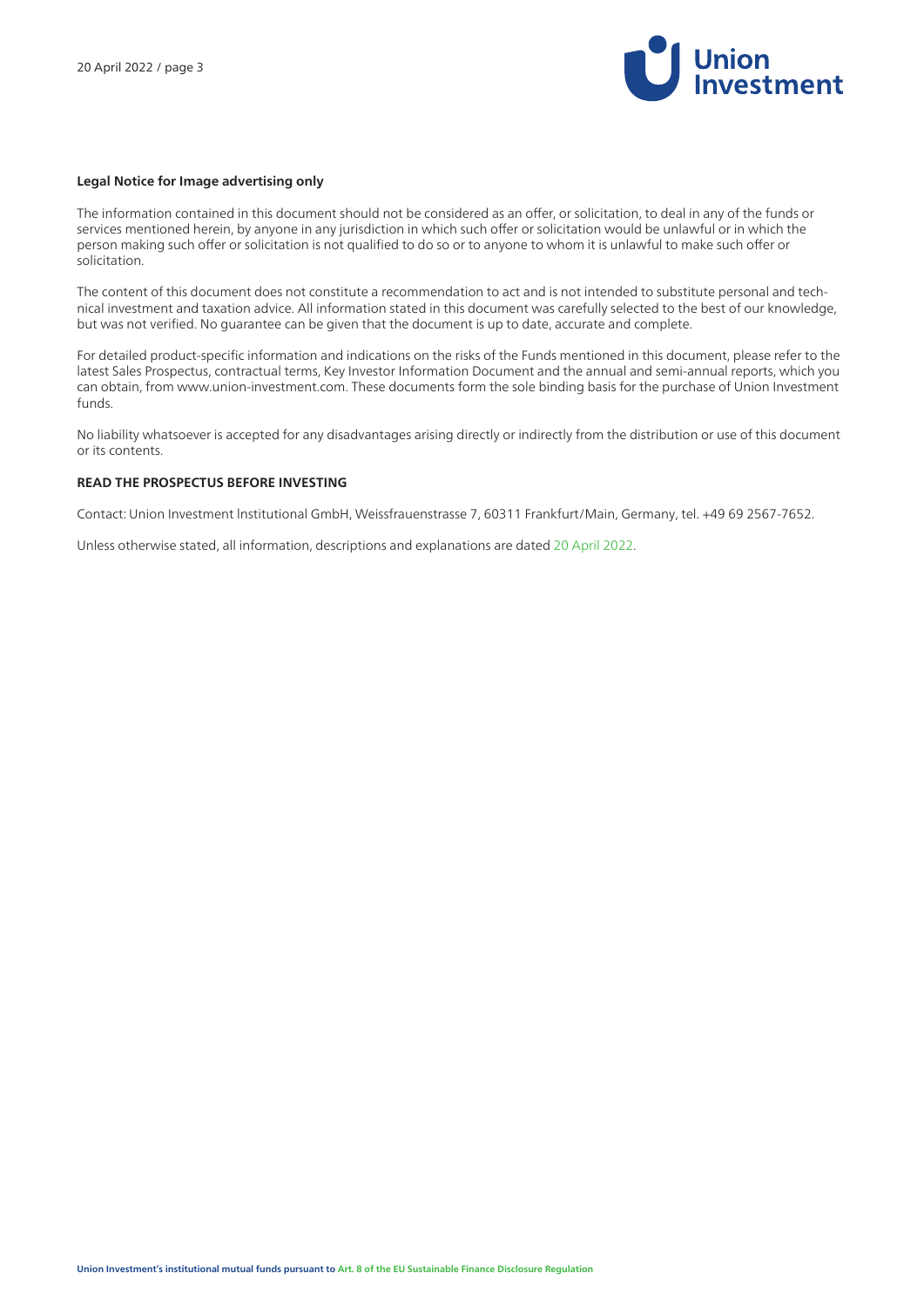**Legal Notice for Image advertising only**

The information contained in this document should not be considered as an offer, or solicitation, to deal in any of the funds or services mentioned herein, by anyone in any jurisdiction in which such offer or solicitation would be unlawful or in which the person making such offer or solicitation is not qualified to do so or to anyone to whom it is unlawful to make such offer or solicitation.

The content of this document does not constitute a recommendation to act and is not intended to substitute personal and technical investment and taxation advice. All information stated in this document was carefully selected to the best of our knowledge, but was not verified. No guarantee can be given that the document is up to date, accurate and complete.

For detailed product-specific information and indications on the risks of the Funds mentioned in this document, please refer to the latest Sales Prospectus, contractual terms, Key Investor Information Document and the annual and semi-annual reports, which you can obtain, from www.union-investment.com. These documents form the sole binding basis for the purchase of Union Investment funds.

No liability whatsoever is accepted for any disadvantages arising directly or indirectly from the distribution or use of this document or its contents.

**READ THE PROSPECTUS BEFORE INVESTING**

Contact: Union Investment Institutional GmbH, Weissfrauenstrasse 7, 60311 Frankfurt/Main, Germany, tel. +49 69 2567-7652.

Unless otherwise stated, all information, descriptions and explanations are dated 20 April 2022.